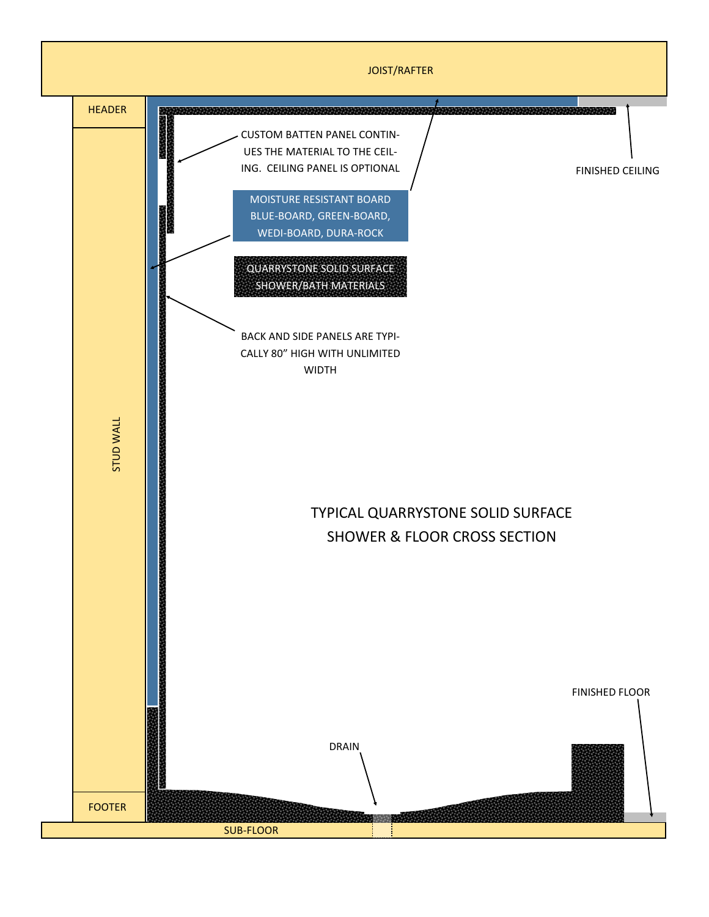JOIST/RAFTER

HEADER

CUSTOM BATTEN PANEL CONTINUES THE MATERIAL TO THE CEILING. CEILING PANEL IS OPTIONAL

FINISHED CEILING

MOISTURE RESISTANT BOARD BLUE-BOARD, GREEN-BOARD, WEDI-BOARD, DURA-ROCK

QUARRYSTONE SOLID SURFACE SHOWER/BATH MATERIALS

BACK AND SIDE PANELS ARE TYPICALLY 80" HIGH WITH UNLIMITED WIDTH

STUD WALL

TYPICAL QUARRYSTONE SOLID SURFACE SHOWER & FLOOR CROSS SECTION

FINISHED FLOOR

DRAIN

FOOTER

SUB-FLOOR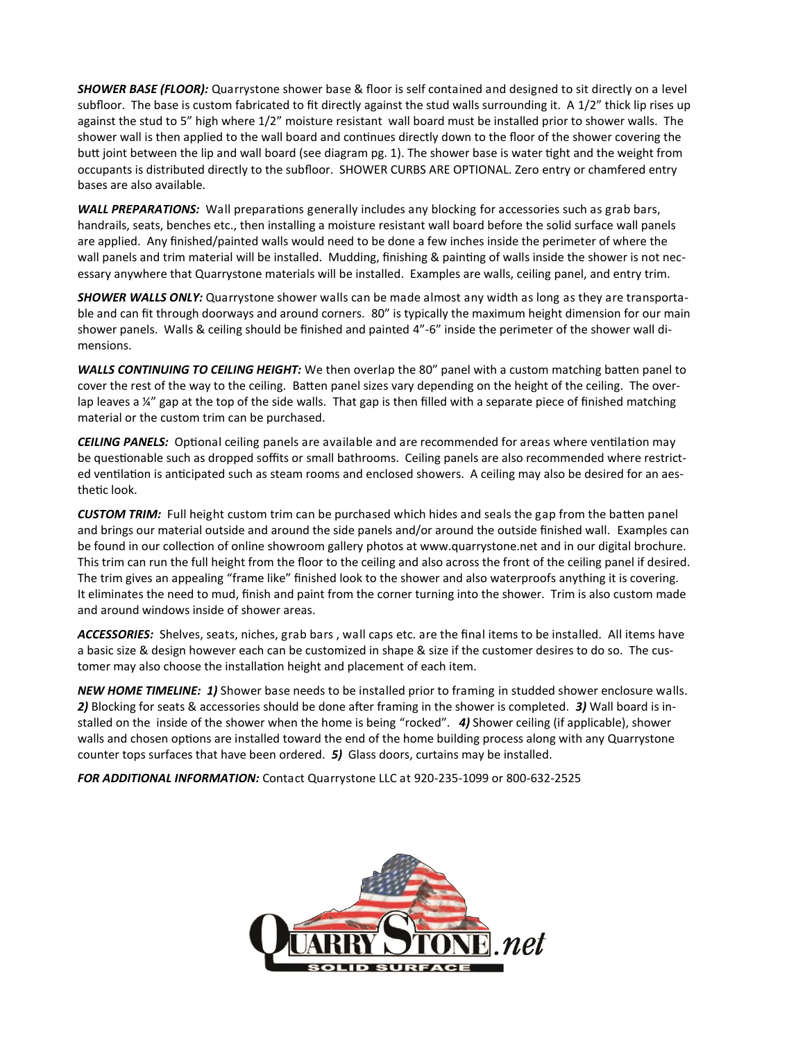***SHOWER BASE (FLOOR):*** Quarrystone shower base & floor is self contained and designed to sit directly on a level subfloor. The base is custom fabricated to fit directly against the stud walls surrounding it. A 1/2" thick lip rises up against the stud to 5" high where 1/2" moisture resistant wall board must be installed prior to shower walls. The shower wall is then applied to the wall board and continues directly down to the floor of the shower covering the butt joint between the lip and wall board (see diagram pg. 1). The shower base is water tight and the weight from occupants is distributed directly to the subfloor. SHOWER CURBS ARE OPTIONAL. Zero entry or chamfered entry bases are also available.

***WALL PREPARATIONS:*** Wall preparations generally includes any blocking for accessories such as grab bars, handrails, seats, benches etc., then installing a moisture resistant wall board before the solid surface wall panels are applied. Any finished/painted walls would need to be done a few inches inside the perimeter of where the wall panels and trim material will be installed. Mudding, finishing & painting of walls inside the shower is not necessary anywhere that Quarrystone materials will be installed. Examples are walls, ceiling panel, and entry trim.

***SHOWER WALLS ONLY:*** Quarrystone shower walls can be made almost any width as long as they are transportable and can fit through doorways and around corners. 80" is typically the maximum height dimension for our main shower panels. Walls & ceiling should be finished and painted 4"-6" inside the perimeter of the shower wall dimensions.

***WALLS CONTINUING TO CEILING HEIGHT:*** We then overlap the 80" panel with a custom matching batten panel to cover the rest of the way to the ceiling. Batten panel sizes vary depending on the height of the ceiling. The overlap leaves a ¼" gap at the top of the side walls. That gap is then filled with a separate piece of finished matching material or the custom trim can be purchased.

***CEILING PANELS:*** Optional ceiling panels are available and are recommended for areas where ventilation may be questionable such as dropped soffits or small bathrooms. Ceiling panels are also recommended where restricted ventilation is anticipated such as steam rooms and enclosed showers. A ceiling may also be desired for an aesthetic look.

***CUSTOM TRIM:*** Full height custom trim can be purchased which hides and seals the gap from the batten panel and brings our material outside and around the side panels and/or around the outside finished wall. Examples can be found in our collection of online showroom gallery photos at www.quarrystone.net and in our digital brochure. This trim can run the full height from the floor to the ceiling and also across the front of the ceiling panel if desired. The trim gives an appealing "frame like" finished look to the shower and also waterproofs anything it is covering. It eliminates the need to mud, finish and paint from the corner turning into the shower. Trim is also custom made and around windows inside of shower areas.

***ACCESSORIES:*** Shelves, seats, niches, grab bars , wall caps etc. are the final items to be installed. All items have a basic size & design however each can be customized in shape & size if the customer desires to do so. The customer may also choose the installation height and placement of each item.

***NEW HOME TIMELINE:*** ***1)*** Shower base needs to be installed prior to framing in studded shower enclosure walls. ***2)*** Blocking for seats & accessories should be done after framing in the shower is completed. ***3)*** Wall board is installed on the inside of the shower when the home is being "rocked". ***4)*** Shower ceiling (if applicable), shower walls and chosen options are installed toward the end of the home building process along with any Quarrystone counter tops surfaces that have been ordered. ***5)*** Glass doors, curtains may be installed.

***FOR ADDITIONAL INFORMATION:*** Contact Quarrystone LLC at 920-235-1099 or 800-632-2525

QUARRY STONE.net
SOLID SURFACE